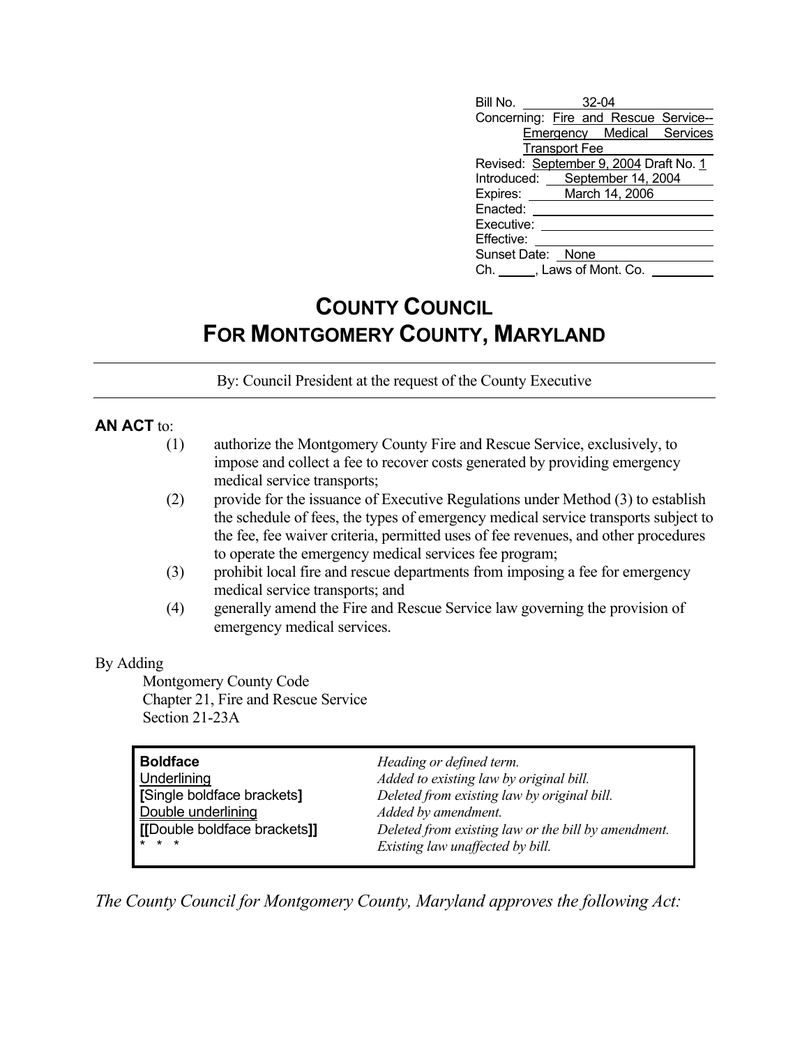| | |
|---|---|
| Bill No. | 32-04 |
| Concerning: | Fire and Rescue Service-- Emergency Medical Services Transport Fee |
| Revised: | September 9, 2004 Draft No. 1 |
| Introduced: | September 14, 2004 |
| Expires: | March 14, 2006 |
| Enacted: | |
| Executive: | |
| Effective: | |
| Sunset Date: | None |
| Ch. ____, Laws of Mont. Co. | |

# COUNTY COUNCIL
# FOR MONTGOMERY COUNTY, MARYLAND

By: Council President at the request of the County Executive

**AN ACT** to:

(1) authorize the Montgomery County Fire and Rescue Service, exclusively, to impose and collect a fee to recover costs generated by providing emergency medical service transports;

(2) provide for the issuance of Executive Regulations under Method (3) to establish the schedule of fees, the types of emergency medical service transports subject to the fee, fee waiver criteria, permitted uses of fee revenues, and other procedures to operate the emergency medical services fee program;

(3) prohibit local fire and rescue departments from imposing a fee for emergency medical service transports; and

(4) generally amend the Fire and Rescue Service law governing the provision of emergency medical services.

By Adding
Montgomery County Code
Chapter 21, Fire and Rescue Service
Section 21-23A

| | |
|---|---|
| **Boldface** | *Heading or defined term.* |
| Underlining | *Added to existing law by original bill.* |
| **[**Single boldface brackets**]** | *Deleted from existing law by original bill.* |
| Double underlining | *Added by amendment.* |
| **[[**Double boldface brackets**]]** | *Deleted from existing law or the bill by amendment.* |
| * * * | *Existing law unaffected by bill.* |

*The County Council for Montgomery County, Maryland approves the following Act:*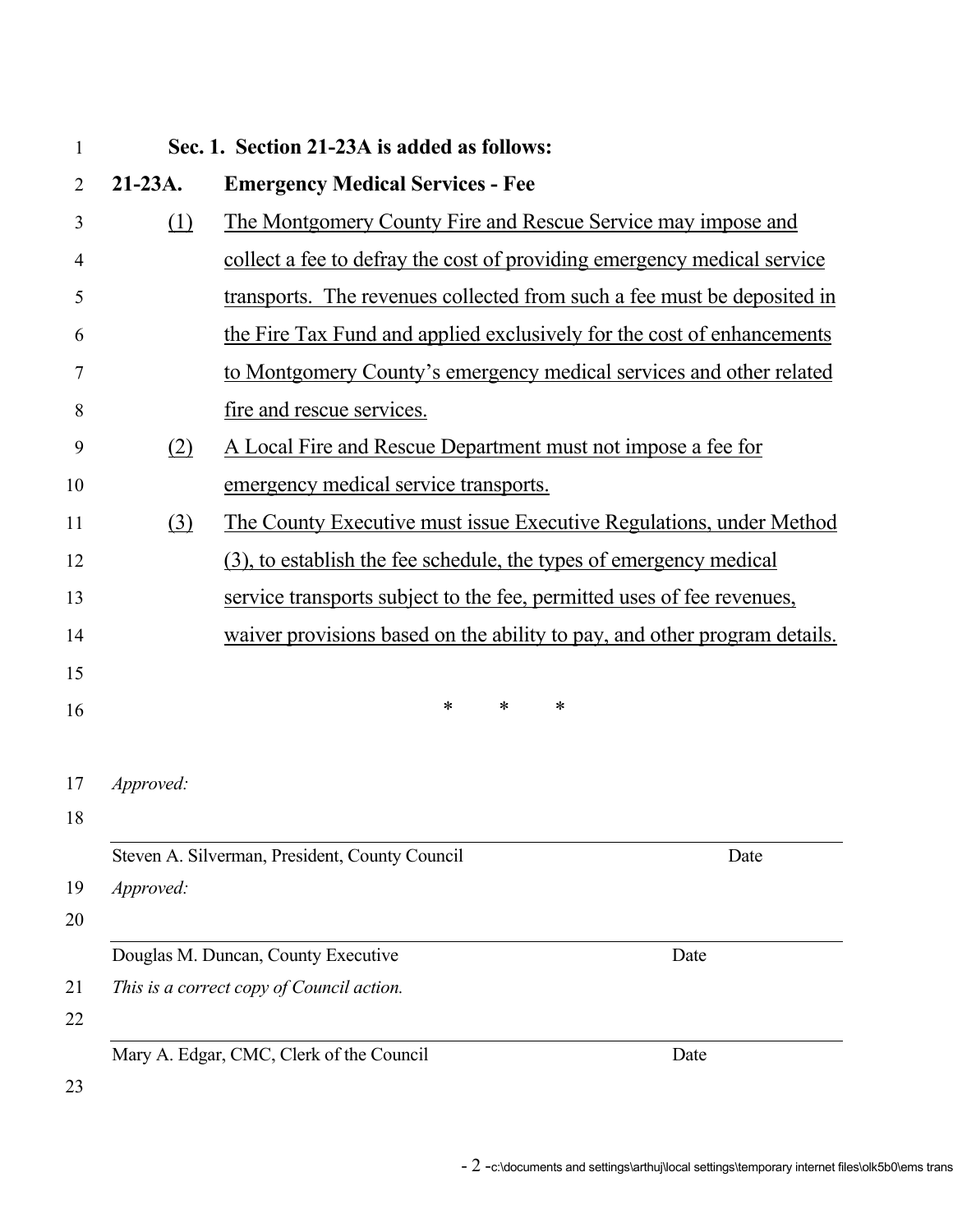**Sec. 1. Section 21-23A is added as follows:**

**21-23A. Emergency Medical Services - Fee**

(1) The Montgomery County Fire and Rescue Service may impose and collect a fee to defray the cost of providing emergency medical service transports. The revenues collected from such a fee must be deposited in the Fire Tax Fund and applied exclusively for the cost of enhancements to Montgomery County's emergency medical services and other related fire and rescue services.

(2) A Local Fire and Rescue Department must not impose a fee for emergency medical service transports.

(3) The County Executive must issue Executive Regulations, under Method (3), to establish the fee schedule, the types of emergency medical service transports subject to the fee, permitted uses of fee revenues, waiver provisions based on the ability to pay, and other program details.

\* \* \*

*Approved:*

Steven A. Silverman, President, County Council — Date

*Approved:*

Douglas M. Duncan, County Executive — Date

*This is a correct copy of Council action.*

Mary A. Edgar, CMC, Clerk of the Council — Date